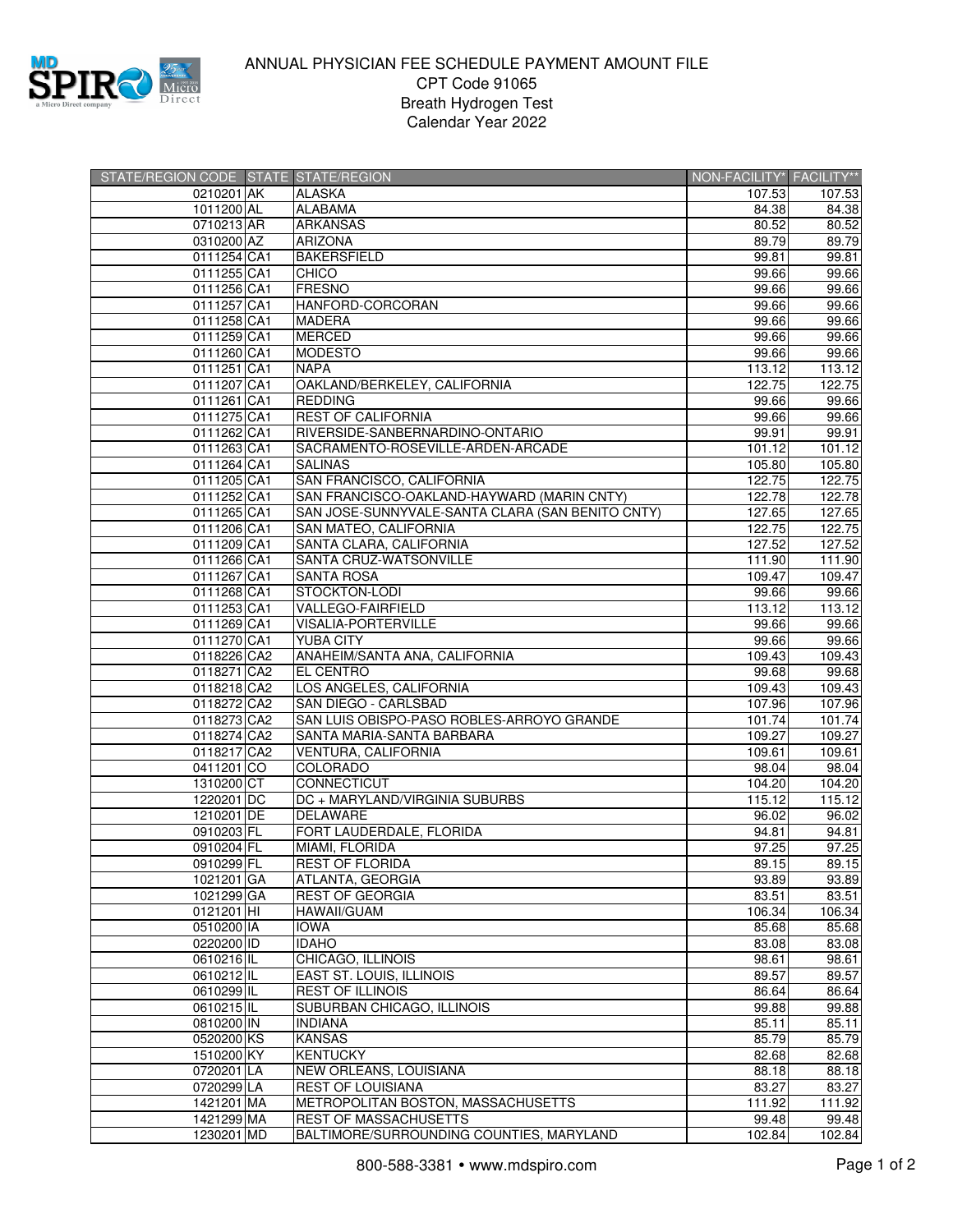# ANNUAL PHYSICIAN FEE SCHEDULE PAYMENT AMOUNT FILE

CPT Code 91065

Breath Hydrogen Test

Calendar Year 2022

| STATE/REGION CODE | STATE | STATE/REGION | NON-FACILITY* | FACILITY** |
|---|---|---|---|---|
| 0210201 | AK | ALASKA | 107.53 | 107.53 |
| 1011200 | AL | ALABAMA | 84.38 | 84.38 |
| 0710213 | AR | ARKANSAS | 80.52 | 80.52 |
| 0310200 | AZ | ARIZONA | 89.79 | 89.79 |
| 0111254 | CA1 | BAKERSFIELD | 99.81 | 99.81 |
| 0111255 | CA1 | CHICO | 99.66 | 99.66 |
| 0111256 | CA1 | FRESNO | 99.66 | 99.66 |
| 0111257 | CA1 | HANFORD-CORCORAN | 99.66 | 99.66 |
| 0111258 | CA1 | MADERA | 99.66 | 99.66 |
| 0111259 | CA1 | MERCED | 99.66 | 99.66 |
| 0111260 | CA1 | MODESTO | 99.66 | 99.66 |
| 0111251 | CA1 | NAPA | 113.12 | 113.12 |
| 0111207 | CA1 | OAKLAND/BERKELEY, CALIFORNIA | 122.75 | 122.75 |
| 0111261 | CA1 | REDDING | 99.66 | 99.66 |
| 0111275 | CA1 | REST OF CALIFORNIA | 99.66 | 99.66 |
| 0111262 | CA1 | RIVERSIDE-SANBERNARDINO-ONTARIO | 99.91 | 99.91 |
| 0111263 | CA1 | SACRAMENTO-ROSEVILLE-ARDEN-ARCADE | 101.12 | 101.12 |
| 0111264 | CA1 | SALINAS | 105.80 | 105.80 |
| 0111205 | CA1 | SAN FRANCISCO, CALIFORNIA | 122.75 | 122.75 |
| 0111252 | CA1 | SAN FRANCISCO-OAKLAND-HAYWARD (MARIN CNTY) | 122.78 | 122.78 |
| 0111265 | CA1 | SAN JOSE-SUNNYVALE-SANTA CLARA (SAN BENITO CNTY) | 127.65 | 127.65 |
| 0111206 | CA1 | SAN MATEO, CALIFORNIA | 122.75 | 122.75 |
| 0111209 | CA1 | SANTA CLARA, CALIFORNIA | 127.52 | 127.52 |
| 0111266 | CA1 | SANTA CRUZ-WATSONVILLE | 111.90 | 111.90 |
| 0111267 | CA1 | SANTA ROSA | 109.47 | 109.47 |
| 0111268 | CA1 | STOCKTON-LODI | 99.66 | 99.66 |
| 0111253 | CA1 | VALLEGO-FAIRFIELD | 113.12 | 113.12 |
| 0111269 | CA1 | VISALIA-PORTERVILLE | 99.66 | 99.66 |
| 0111270 | CA1 | YUBA CITY | 99.66 | 99.66 |
| 0118226 | CA2 | ANAHEIM/SANTA ANA, CALIFORNIA | 109.43 | 109.43 |
| 0118271 | CA2 | EL CENTRO | 99.68 | 99.68 |
| 0118218 | CA2 | LOS ANGELES, CALIFORNIA | 109.43 | 109.43 |
| 0118272 | CA2 | SAN DIEGO - CARLSBAD | 107.96 | 107.96 |
| 0118273 | CA2 | SAN LUIS OBISPO-PASO ROBLES-ARROYO GRANDE | 101.74 | 101.74 |
| 0118274 | CA2 | SANTA MARIA-SANTA BARBARA | 109.27 | 109.27 |
| 0118217 | CA2 | VENTURA, CALIFORNIA | 109.61 | 109.61 |
| 0411201 | CO | COLORADO | 98.04 | 98.04 |
| 1310200 | CT | CONNECTICUT | 104.20 | 104.20 |
| 1220201 | DC | DC + MARYLAND/VIRGINIA SUBURBS | 115.12 | 115.12 |
| 1210201 | DE | DELAWARE | 96.02 | 96.02 |
| 0910203 | FL | FORT LAUDERDALE, FLORIDA | 94.81 | 94.81 |
| 0910204 | FL | MIAMI, FLORIDA | 97.25 | 97.25 |
| 0910299 | FL | REST OF FLORIDA | 89.15 | 89.15 |
| 1021201 | GA | ATLANTA, GEORGIA | 93.89 | 93.89 |
| 1021299 | GA | REST OF GEORGIA | 83.51 | 83.51 |
| 0121201 | HI | HAWAII/GUAM | 106.34 | 106.34 |
| 0510200 | IA | IOWA | 85.68 | 85.68 |
| 0220200 | ID | IDAHO | 83.08 | 83.08 |
| 0610216 | IL | CHICAGO, ILLINOIS | 98.61 | 98.61 |
| 0610212 | IL | EAST ST. LOUIS, ILLINOIS | 89.57 | 89.57 |
| 0610299 | IL | REST OF ILLINOIS | 86.64 | 86.64 |
| 0610215 | IL | SUBURBAN CHICAGO, ILLINOIS | 99.88 | 99.88 |
| 0810200 | IN | INDIANA | 85.11 | 85.11 |
| 0520200 | KS | KANSAS | 85.79 | 85.79 |
| 1510200 | KY | KENTUCKY | 82.68 | 82.68 |
| 0720201 | LA | NEW ORLEANS, LOUISIANA | 88.18 | 88.18 |
| 0720299 | LA | REST OF LOUISIANA | 83.27 | 83.27 |
| 1421201 | MA | METROPOLITAN BOSTON, MASSACHUSETTS | 111.92 | 111.92 |
| 1421299 | MA | REST OF MASSACHUSETTS | 99.48 | 99.48 |
| 1230201 | MD | BALTIMORE/SURROUNDING COUNTIES, MARYLAND | 102.84 | 102.84 |

800-588-3381 • www.mdspiro.com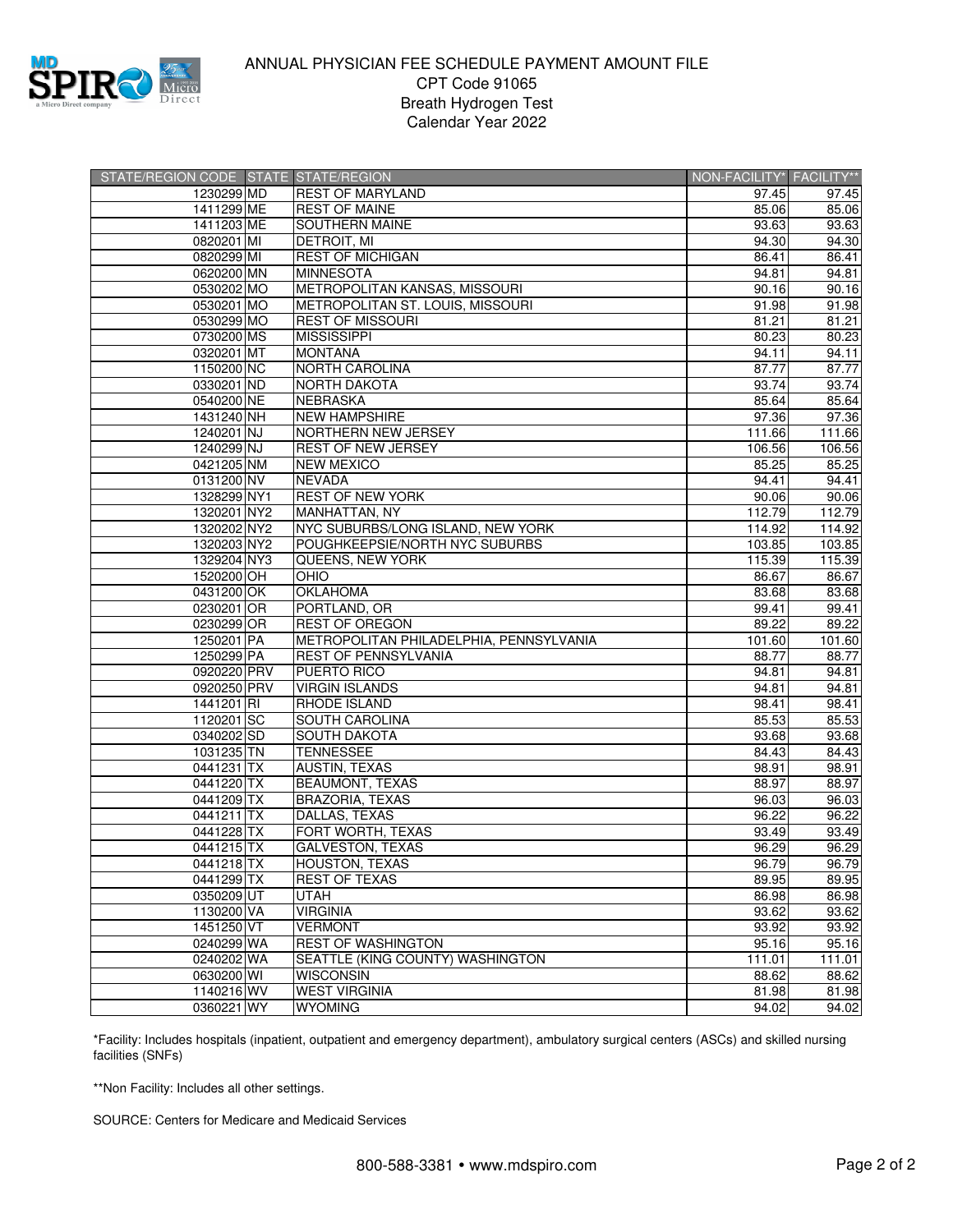# ANNUAL PHYSICIAN FEE SCHEDULE PAYMENT AMOUNT FILE

## CPT Code 91065
## Breath Hydrogen Test
## Calendar Year 2022

| STATE/REGION CODE | STATE | STATE/REGION | NON-FACILITY* | FACILITY** |
|---|---|---|---|---|
| 1230299 | MD | REST OF MARYLAND | 97.45 | 97.45 |
| 1411299 | ME | REST OF MAINE | 85.06 | 85.06 |
| 1411203 | ME | SOUTHERN MAINE | 93.63 | 93.63 |
| 0820201 | MI | DETROIT, MI | 94.30 | 94.30 |
| 0820299 | MI | REST OF MICHIGAN | 86.41 | 86.41 |
| 0620200 | MN | MINNESOTA | 94.81 | 94.81 |
| 0530202 | MO | METROPOLITAN KANSAS, MISSOURI | 90.16 | 90.16 |
| 0530201 | MO | METROPOLITAN ST. LOUIS, MISSOURI | 91.98 | 91.98 |
| 0530299 | MO | REST OF MISSOURI | 81.21 | 81.21 |
| 0730200 | MS | MISSISSIPPI | 80.23 | 80.23 |
| 0320201 | MT | MONTANA | 94.11 | 94.11 |
| 1150200 | NC | NORTH CAROLINA | 87.77 | 87.77 |
| 0330201 | ND | NORTH DAKOTA | 93.74 | 93.74 |
| 0540200 | NE | NEBRASKA | 85.64 | 85.64 |
| 1431240 | NH | NEW HAMPSHIRE | 97.36 | 97.36 |
| 1240201 | NJ | NORTHERN NEW JERSEY | 111.66 | 111.66 |
| 1240299 | NJ | REST OF NEW JERSEY | 106.56 | 106.56 |
| 0421205 | NM | NEW MEXICO | 85.25 | 85.25 |
| 0131200 | NV | NEVADA | 94.41 | 94.41 |
| 1328299 | NY1 | REST OF NEW YORK | 90.06 | 90.06 |
| 1320201 | NY2 | MANHATTAN, NY | 112.79 | 112.79 |
| 1320202 | NY2 | NYC SUBURBS/LONG ISLAND, NEW YORK | 114.92 | 114.92 |
| 1320203 | NY2 | POUGHKEEPSIE/NORTH NYC SUBURBS | 103.85 | 103.85 |
| 1329204 | NY3 | QUEENS, NEW YORK | 115.39 | 115.39 |
| 1520200 | OH | OHIO | 86.67 | 86.67 |
| 0431200 | OK | OKLAHOMA | 83.68 | 83.68 |
| 0230201 | OR | PORTLAND, OR | 99.41 | 99.41 |
| 0230299 | OR | REST OF OREGON | 89.22 | 89.22 |
| 1250201 | PA | METROPOLITAN PHILADELPHIA, PENNSYLVANIA | 101.60 | 101.60 |
| 1250299 | PA | REST OF PENNSYLVANIA | 88.77 | 88.77 |
| 0920220 | PRV | PUERTO RICO | 94.81 | 94.81 |
| 0920250 | PRV | VIRGIN ISLANDS | 94.81 | 94.81 |
| 1441201 | RI | RHODE ISLAND | 98.41 | 98.41 |
| 1120201 | SC | SOUTH CAROLINA | 85.53 | 85.53 |
| 0340202 | SD | SOUTH DAKOTA | 93.68 | 93.68 |
| 1031235 | TN | TENNESSEE | 84.43 | 84.43 |
| 0441231 | TX | AUSTIN, TEXAS | 98.91 | 98.91 |
| 0441220 | TX | BEAUMONT, TEXAS | 88.97 | 88.97 |
| 0441209 | TX | BRAZORIA, TEXAS | 96.03 | 96.03 |
| 0441211 | TX | DALLAS, TEXAS | 96.22 | 96.22 |
| 0441228 | TX | FORT WORTH, TEXAS | 93.49 | 93.49 |
| 0441215 | TX | GALVESTON, TEXAS | 96.29 | 96.29 |
| 0441218 | TX | HOUSTON, TEXAS | 96.79 | 96.79 |
| 0441299 | TX | REST OF TEXAS | 89.95 | 89.95 |
| 0350209 | UT | UTAH | 86.98 | 86.98 |
| 1130200 | VA | VIRGINIA | 93.62 | 93.62 |
| 1451250 | VT | VERMONT | 93.92 | 93.92 |
| 0240299 | WA | REST OF WASHINGTON | 95.16 | 95.16 |
| 0240202 | WA | SEATTLE (KING COUNTY) WASHINGTON | 111.01 | 111.01 |
| 0630200 | WI | WISCONSIN | 88.62 | 88.62 |
| 1140216 | WV | WEST VIRGINIA | 81.98 | 81.98 |
| 0360221 | WY | WYOMING | 94.02 | 94.02 |

*Facility: Includes hospitals (inpatient, outpatient and emergency department), ambulatory surgical centers (ASCs) and skilled nursing facilities (SNFs)

**Non Facility: Includes all other settings.

SOURCE: Centers for Medicare and Medicaid Services

800-588-3381 • www.mdspiro.com